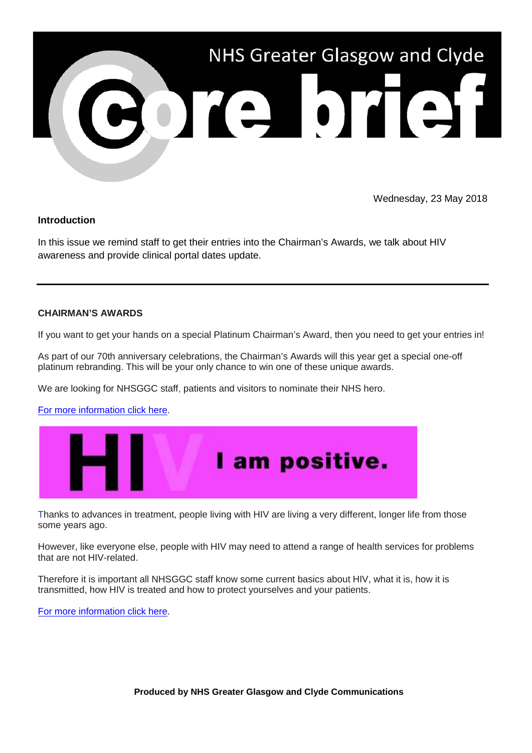# NHS Greater Glasgow and Clyde core brief

Wednesday, 23 May 2018

**Introduction**

In this issue we remind staff to get their entries into the Chairman's Awards, we talk about HIV awareness and provide clinical portal dates update.

---

**CHAIRMAN'S AWARDS**

If you want to get your hands on a special Platinum Chairman's Award, then you need to get your entries in!

As part of our 70th anniversary celebrations, the Chairman's Awards will this year get a special one-off platinum rebranding. This will be your only chance to win one of these unique awards.

We are looking for NHSGGC staff, patients and visitors to nominate their NHS hero.

For more information click here.

**HIV I am positive.**

Thanks to advances in treatment, people living with HIV are living a very different, longer life from those some years ago.

However, like everyone else, people with HIV may need to attend a range of health services for problems that are not HIV-related.

Therefore it is important all NHSGGC staff know some current basics about HIV, what it is, how it is transmitted, how HIV is treated and how to protect yourselves and your patients.

For more information click here.

**Produced by NHS Greater Glasgow and Clyde Communications**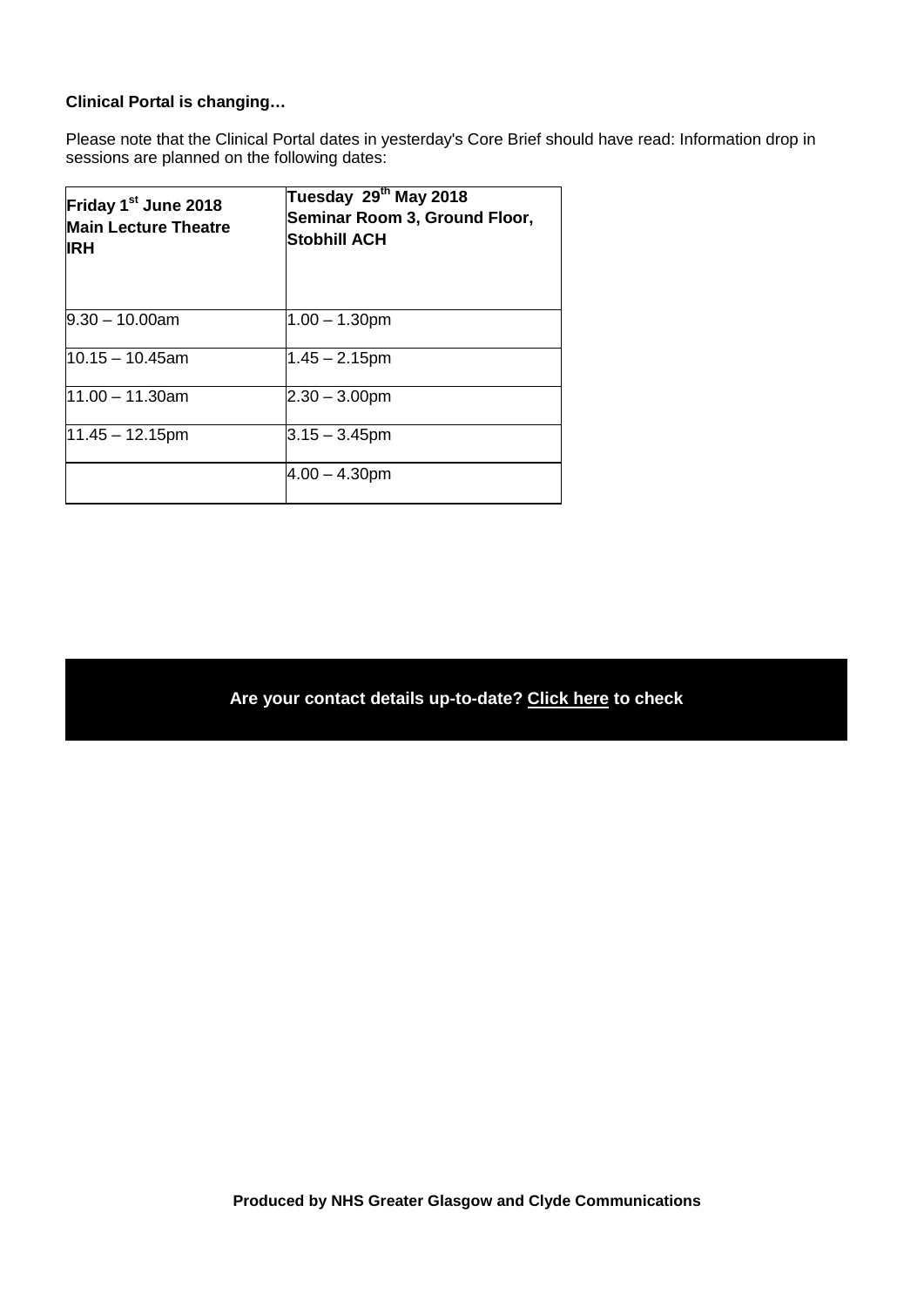**Clinical Portal is changing…**

Please note that the Clinical Portal dates in yesterday's Core Brief should have read: Information drop in sessions are planned on the following dates:

| **Friday 1st June 2018 Main Lecture Theatre IRH** | **Tuesday 29th May 2018 Seminar Room 3, Ground Floor, Stobhill ACH** |
|---|---|
| 9.30 – 10.00am | 1.00 – 1.30pm |
| 10.15 – 10.45am | 1.45 – 2.15pm |
| 11.00 – 11.30am | 2.30 – 3.00pm |
| 11.45 – 12.15pm | 3.15 – 3.45pm |
| | 4.00 – 4.30pm |

**Are your contact details up-to-date? Click here to check**

**Produced by NHS Greater Glasgow and Clyde Communications**